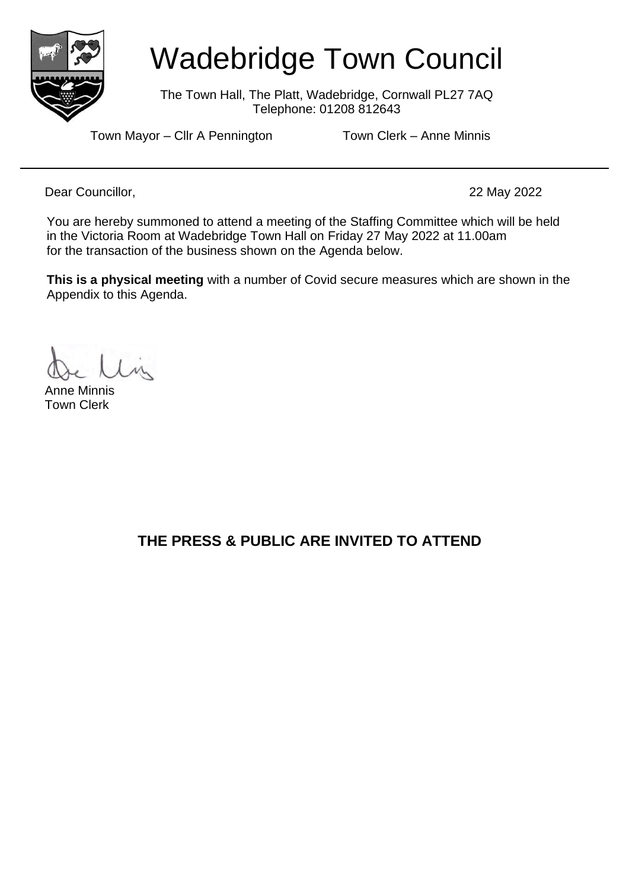# Wadebridge Town Council

The Town Hall, The Platt, Wadebridge, Cornwall PL27 7AQ
Telephone: 01208 812643

Town Mayor – Cllr A Pennington Town Clerk – Anne Minnis

---

Dear Councillor, 22 May 2022

You are hereby summoned to attend a meeting of the Staffing Committee which will be held in the Victoria Room at Wadebridge Town Hall on Friday 27 May 2022 at 11.00am for the transaction of the business shown on the Agenda below.

**This is a physical meeting** with a number of Covid secure measures which are shown in the Appendix to this Agenda.

Anne Minnis
Town Clerk

**THE PRESS & PUBLIC ARE INVITED TO ATTEND**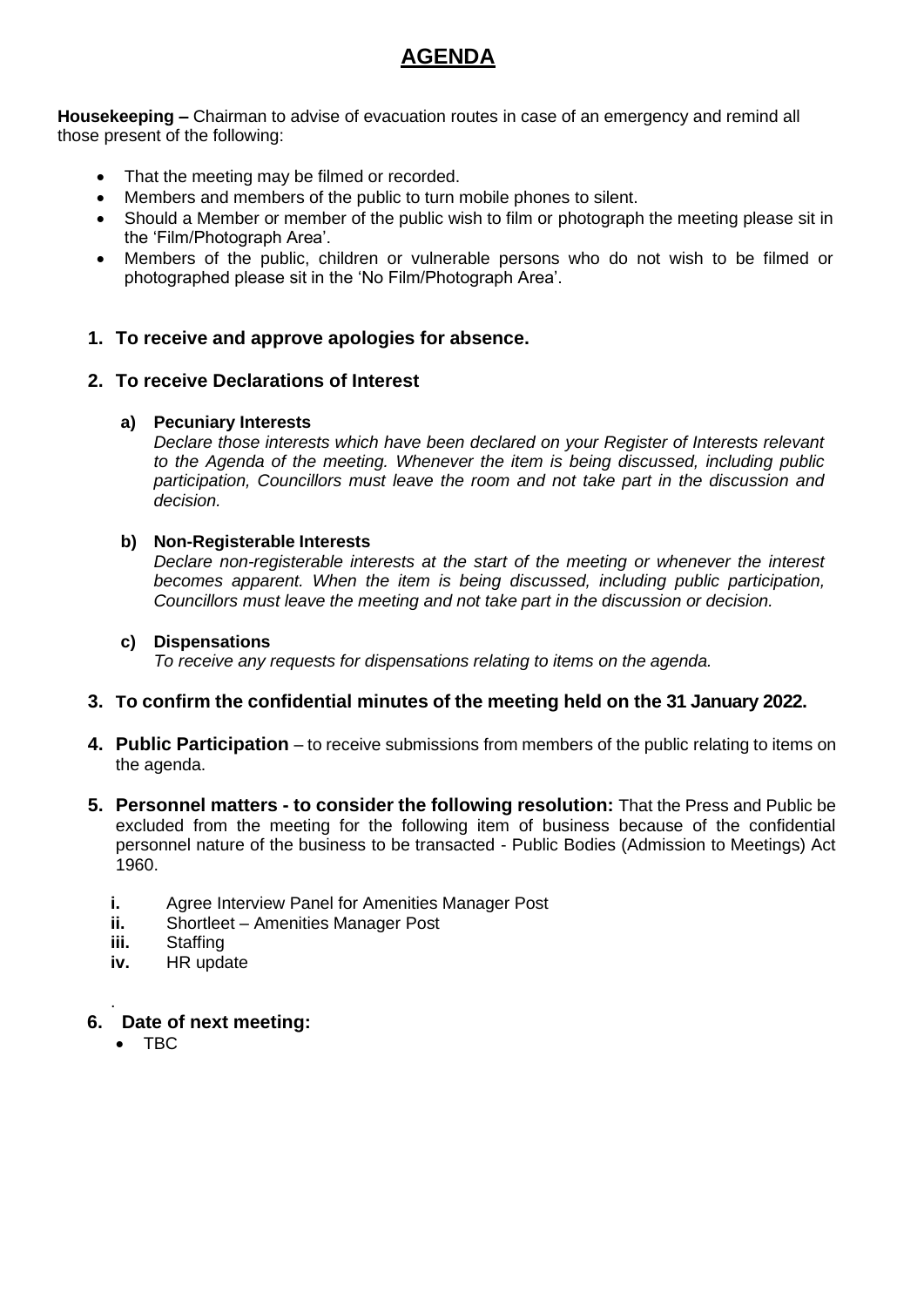# AGENDA

**Housekeeping –** Chairman to advise of evacuation routes in case of an emergency and remind all those present of the following:

- That the meeting may be filmed or recorded.
- Members and members of the public to turn mobile phones to silent.
- Should a Member or member of the public wish to film or photograph the meeting please sit in the 'Film/Photograph Area'.
- Members of the public, children or vulnerable persons who do not wish to be filmed or photographed please sit in the 'No Film/Photograph Area'.

**1. To receive and approve apologies for absence.**

**2. To receive Declarations of Interest**

**a) Pecuniary Interests**
*Declare those interests which have been declared on your Register of Interests relevant to the Agenda of the meeting. Whenever the item is being discussed, including public participation, Councillors must leave the room and not take part in the discussion and decision.*

**b) Non-Registerable Interests**
*Declare non-registerable interests at the start of the meeting or whenever the interest becomes apparent. When the item is being discussed, including public participation, Councillors must leave the meeting and not take part in the discussion or decision.*

**c) Dispensations**
*To receive any requests for dispensations relating to items on the agenda.*

**3. To confirm the confidential minutes of the meeting held on the 31 January 2022.**

**4. Public Participation** – to receive submissions from members of the public relating to items on the agenda.

**5. Personnel matters - to consider the following resolution:** That the Press and Public be excluded from the meeting for the following item of business because of the confidential personnel nature of the business to be transacted - Public Bodies (Admission to Meetings) Act 1960.

- **i.** Agree Interview Panel for Amenities Manager Post
- **ii.** Shortleet – Amenities Manager Post
- **iii.** Staffing
- **iv.** HR update

**6. Date of next meeting:**

- TBC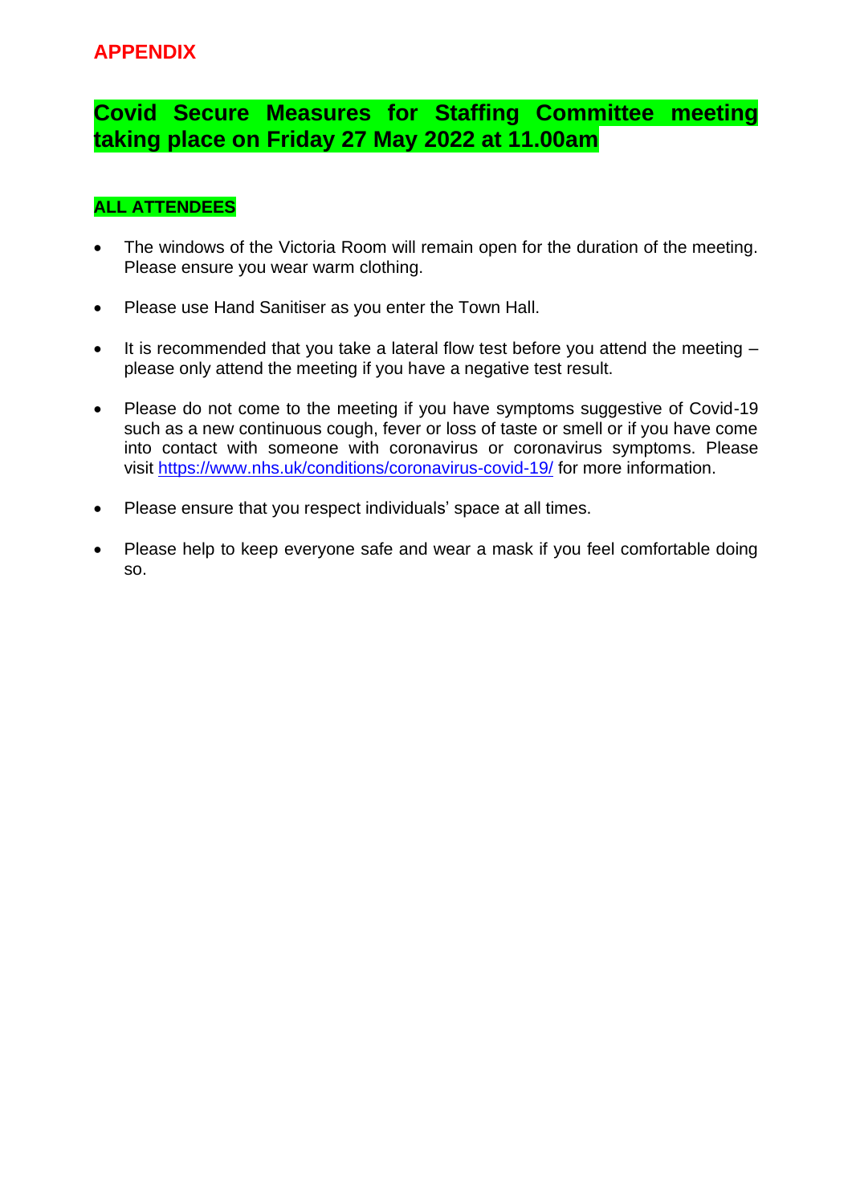# APPENDIX

## Covid Secure Measures for Staffing Committee meeting taking place on Friday 27 May 2022 at 11.00am

### ALL ATTENDEES

- The windows of the Victoria Room will remain open for the duration of the meeting. Please ensure you wear warm clothing.
- Please use Hand Sanitiser as you enter the Town Hall.
- It is recommended that you take a lateral flow test before you attend the meeting – please only attend the meeting if you have a negative test result.
- Please do not come to the meeting if you have symptoms suggestive of Covid-19 such as a new continuous cough, fever or loss of taste or smell or if you have come into contact with someone with coronavirus or coronavirus symptoms. Please visit https://www.nhs.uk/conditions/coronavirus-covid-19/ for more information.
- Please ensure that you respect individuals' space at all times.
- Please help to keep everyone safe and wear a mask if you feel comfortable doing so.